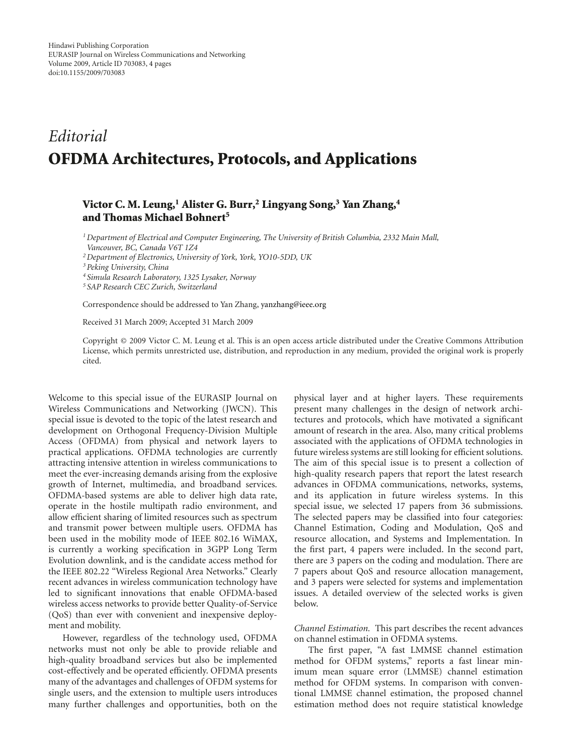Hindawi Publishing Corporation
EURASIP Journal on Wireless Communications and Networking
Volume 2009, Article ID 703083, 4 pages
doi:10.1155/2009/703083

*Editorial*

# OFDMA Architectures, Protocols, and Applications

**Victor C. M. Leung,[1] Alister G. Burr,[2] Lingyang Song,[3] Yan Zhang,[4] and Thomas Michael Bohnert[5]**

[1] *Department of Electrical and Computer Engineering, The University of British Columbia, 2332 Main Mall, Vancouver, BC, Canada V6T 1Z4*
[2] *Department of Electronics, University of York, York, YO10-5DD, UK*
[3] *Peking University, China*
[4] *Simula Research Laboratory, 1325 Lysaker, Norway*
[5] *SAP Research CEC Zurich, Switzerland*

Correspondence should be addressed to Yan Zhang, yanzhang@ieee.org

Received 31 March 2009; Accepted 31 March 2009

Copyright © 2009 Victor C. M. Leung et al. This is an open access article distributed under the Creative Commons Attribution License, which permits unrestricted use, distribution, and reproduction in any medium, provided the original work is properly cited.

Welcome to this special issue of the EURASIP Journal on Wireless Communications and Networking (JWCN). This special issue is devoted to the topic of the latest research and development on Orthogonal Frequency-Division Multiple Access (OFDMA) from physical and network layers to practical applications. OFDMA technologies are currently attracting intensive attention in wireless communications to meet the ever-increasing demands arising from the explosive growth of Internet, multimedia, and broadband services. OFDMA-based systems are able to deliver high data rate, operate in the hostile multipath radio environment, and allow efficient sharing of limited resources such as spectrum and transmit power between multiple users. OFDMA has been used in the mobility mode of IEEE 802.16 WiMAX, is currently a working specification in 3GPP Long Term Evolution downlink, and is the candidate access method for the IEEE 802.22 "Wireless Regional Area Networks." Clearly recent advances in wireless communication technology have led to significant innovations that enable OFDMA-based wireless access networks to provide better Quality-of-Service (QoS) than ever with convenient and inexpensive deployment and mobility.

However, regardless of the technology used, OFDMA networks must not only be able to provide reliable and high-quality broadband services but also be implemented cost-effectively and be operated efficiently. OFDMA presents many of the advantages and challenges of OFDM systems for single users, and the extension to multiple users introduces many further challenges and opportunities, both on the physical layer and at higher layers. These requirements present many challenges in the design of network architectures and protocols, which have motivated a significant amount of research in the area. Also, many critical problems associated with the applications of OFDMA technologies in future wireless systems are still looking for efficient solutions. The aim of this special issue is to present a collection of high-quality research papers that report the latest research advances in OFDMA communications, networks, systems, and its application in future wireless systems. In this special issue, we selected 17 papers from 36 submissions. The selected papers may be classified into four categories: Channel Estimation, Coding and Modulation, QoS and resource allocation, and Systems and Implementation. In the first part, 4 papers were included. In the second part, there are 3 papers on the coding and modulation. There are 7 papers about QoS and resource allocation management, and 3 papers were selected for systems and implementation issues. A detailed overview of the selected works is given below.

*Channel Estimation.* This part describes the recent advances on channel estimation in OFDMA systems.

The first paper, "A fast LMMSE channel estimation method for OFDM systems," reports a fast linear minimum mean square error (LMMSE) channel estimation method for OFDM systems. In comparison with conventional LMMSE channel estimation, the proposed channel estimation method does not require statistical knowledge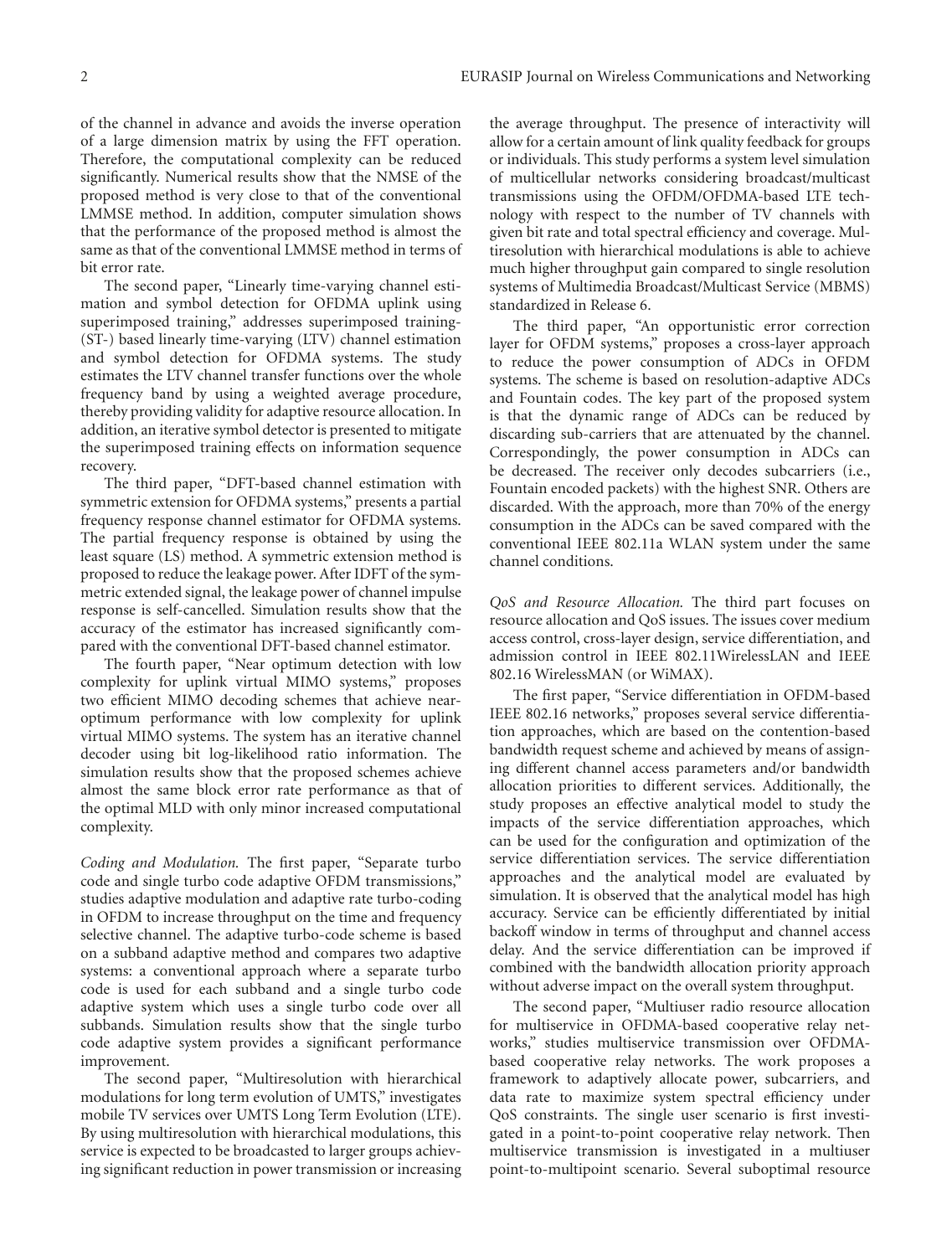of the channel in advance and avoids the inverse operation of a large dimension matrix by using the FFT operation. Therefore, the computational complexity can be reduced significantly. Numerical results show that the NMSE of the proposed method is very close to that of the conventional LMMSE method. In addition, computer simulation shows that the performance of the proposed method is almost the same as that of the conventional LMMSE method in terms of bit error rate.

The second paper, "Linearly time-varying channel estimation and symbol detection for OFDMA uplink using superimposed training," addresses superimposed training-(ST-) based linearly time-varying (LTV) channel estimation and symbol detection for OFDMA systems. The study estimates the LTV channel transfer functions over the whole frequency band by using a weighted average procedure, thereby providing validity for adaptive resource allocation. In addition, an iterative symbol detector is presented to mitigate the superimposed training effects on information sequence recovery.

The third paper, "DFT-based channel estimation with symmetric extension for OFDMA systems," presents a partial frequency response channel estimator for OFDMA systems. The partial frequency response is obtained by using the least square (LS) method. A symmetric extension method is proposed to reduce the leakage power. After IDFT of the symmetric extended signal, the leakage power of channel impulse response is self-cancelled. Simulation results show that the accuracy of the estimator has increased significantly compared with the conventional DFT-based channel estimator.

The fourth paper, "Near optimum detection with low complexity for uplink virtual MIMO systems," proposes two efficient MIMO decoding schemes that achieve near-optimum performance with low complexity for uplink virtual MIMO systems. The system has an iterative channel decoder using bit log-likelihood ratio information. The simulation results show that the proposed schemes achieve almost the same block error rate performance as that of the optimal MLD with only minor increased computational complexity.

*Coding and Modulation.* The first paper, "Separate turbo code and single turbo code adaptive OFDM transmissions," studies adaptive modulation and adaptive rate turbo-coding in OFDM to increase throughput on the time and frequency selective channel. The adaptive turbo-code scheme is based on a subband adaptive method and compares two adaptive systems: a conventional approach where a separate turbo code is used for each subband and a single turbo code adaptive system which uses a single turbo code over all subbands. Simulation results show that the single turbo code adaptive system provides a significant performance improvement.

The second paper, "Multiresolution with hierarchical modulations for long term evolution of UMTS," investigates mobile TV services over UMTS Long Term Evolution (LTE). By using multiresolution with hierarchical modulations, this service is expected to be broadcasted to larger groups achieving significant reduction in power transmission or increasing the average throughput. The presence of interactivity will allow for a certain amount of link quality feedback for groups or individuals. This study performs a system level simulation of multicellular networks considering broadcast/multicast transmissions using the OFDM/OFDMA-based LTE technology with respect to the number of TV channels with given bit rate and total spectral efficiency and coverage. Multiresolution with hierarchical modulations is able to achieve much higher throughput gain compared to single resolution systems of Multimedia Broadcast/Multicast Service (MBMS) standardized in Release 6.

The third paper, "An opportunistic error correction layer for OFDM systems," proposes a cross-layer approach to reduce the power consumption of ADCs in OFDM systems. The scheme is based on resolution-adaptive ADCs and Fountain codes. The key part of the proposed system is that the dynamic range of ADCs can be reduced by discarding sub-carriers that are attenuated by the channel. Correspondingly, the power consumption in ADCs can be decreased. The receiver only decodes subcarriers (i.e., Fountain encoded packets) with the highest SNR. Others are discarded. With the approach, more than 70% of the energy consumption in the ADCs can be saved compared with the conventional IEEE 802.11a WLAN system under the same channel conditions.

*QoS and Resource Allocation.* The third part focuses on resource allocation and QoS issues. The issues cover medium access control, cross-layer design, service differentiation, and admission control in IEEE 802.11WirelessLAN and IEEE 802.16 WirelessMAN (or WiMAX).

The first paper, "Service differentiation in OFDM-based IEEE 802.16 networks," proposes several service differentiation approaches, which are based on the contention-based bandwidth request scheme and achieved by means of assigning different channel access parameters and/or bandwidth allocation priorities to different services. Additionally, the study proposes an effective analytical model to study the impacts of the service differentiation approaches, which can be used for the configuration and optimization of the service differentiation services. The service differentiation approaches and the analytical model are evaluated by simulation. It is observed that the analytical model has high accuracy. Service can be efficiently differentiated by initial backoff window in terms of throughput and channel access delay. And the service differentiation can be improved if combined with the bandwidth allocation priority approach without adverse impact on the overall system throughput.

The second paper, "Multiuser radio resource allocation for multiservice in OFDMA-based cooperative relay networks," studies multiservice transmission over OFDMA-based cooperative relay networks. The work proposes a framework to adaptively allocate power, subcarriers, and data rate to maximize system spectral efficiency under QoS constraints. The single user scenario is first investigated in a point-to-point cooperative relay network. Then multiservice transmission is investigated in a multiuser point-to-multipoint scenario. Several suboptimal resource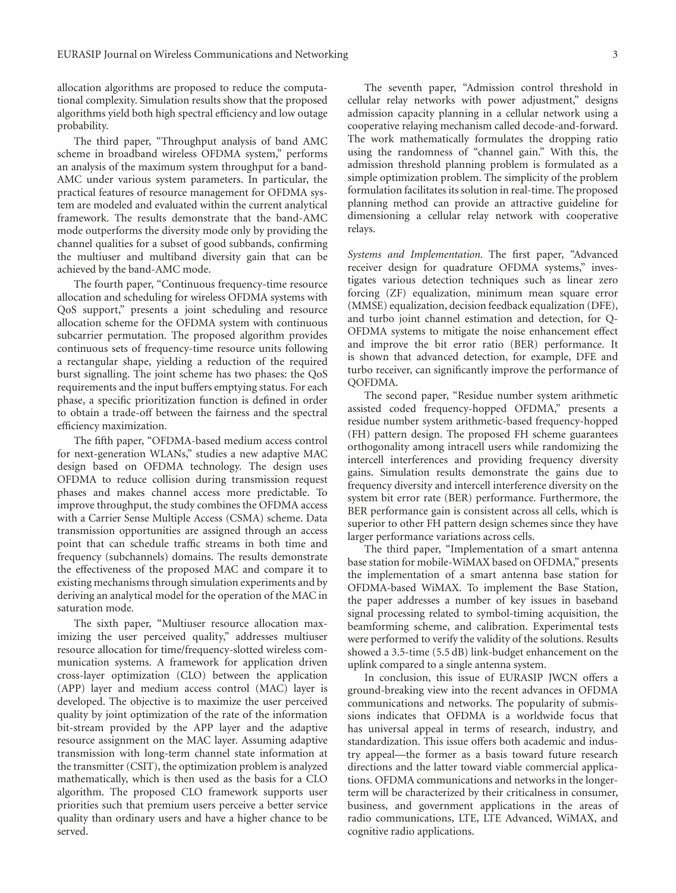allocation algorithms are proposed to reduce the computational complexity. Simulation results show that the proposed algorithms yield both high spectral efficiency and low outage probability.

The third paper, "Throughput analysis of band AMC scheme in broadband wireless OFDMA system," performs an analysis of the maximum system throughput for a band-AMC under various system parameters. In particular, the practical features of resource management for OFDMA system are modeled and evaluated within the current analytical framework. The results demonstrate that the band-AMC mode outperforms the diversity mode only by providing the channel qualities for a subset of good subbands, confirming the multiuser and multiband diversity gain that can be achieved by the band-AMC mode.

The fourth paper, "Continuous frequency-time resource allocation and scheduling for wireless OFDMA systems with QoS support," presents a joint scheduling and resource allocation scheme for the OFDMA system with continuous subcarrier permutation. The proposed algorithm provides continuous sets of frequency-time resource units following a rectangular shape, yielding a reduction of the required burst signalling. The joint scheme has two phases: the QoS requirements and the input buffers emptying status. For each phase, a specific prioritization function is defined in order to obtain a trade-off between the fairness and the spectral efficiency maximization.

The fifth paper, "OFDMA-based medium access control for next-generation WLANs," studies a new adaptive MAC design based on OFDMA technology. The design uses OFDMA to reduce collision during transmission request phases and makes channel access more predictable. To improve throughput, the study combines the OFDMA access with a Carrier Sense Multiple Access (CSMA) scheme. Data transmission opportunities are assigned through an access point that can schedule traffic streams in both time and frequency (subchannels) domains. The results demonstrate the effectiveness of the proposed MAC and compare it to existing mechanisms through simulation experiments and by deriving an analytical model for the operation of the MAC in saturation mode.

The sixth paper, "Multiuser resource allocation maximizing the user perceived quality," addresses multiuser resource allocation for time/frequency-slotted wireless communication systems. A framework for application driven cross-layer optimization (CLO) between the application (APP) layer and medium access control (MAC) layer is developed. The objective is to maximize the user perceived quality by joint optimization of the rate of the information bit-stream provided by the APP layer and the adaptive resource assignment on the MAC layer. Assuming adaptive transmission with long-term channel state information at the transmitter (CSIT), the optimization problem is analyzed mathematically, which is then used as the basis for a CLO algorithm. The proposed CLO framework supports user priorities such that premium users perceive a better service quality than ordinary users and have a higher chance to be served.

The seventh paper, "Admission control threshold in cellular relay networks with power adjustment," designs admission capacity planning in a cellular network using a cooperative relaying mechanism called decode-and-forward. The work mathematically formulates the dropping ratio using the randomness of "channel gain." With this, the admission threshold planning problem is formulated as a simple optimization problem. The simplicity of the problem formulation facilitates its solution in real-time. The proposed planning method can provide an attractive guideline for dimensioning a cellular relay network with cooperative relays.

*Systems and Implementation.* The first paper, "Advanced receiver design for quadrature OFDMA systems," investigates various detection techniques such as linear zero forcing (ZF) equalization, minimum mean square error (MMSE) equalization, decision feedback equalization (DFE), and turbo joint channel estimation and detection, for Q-OFDMA systems to mitigate the noise enhancement effect and improve the bit error ratio (BER) performance. It is shown that advanced detection, for example, DFE and turbo receiver, can significantly improve the performance of QOFDMA.

The second paper, "Residue number system arithmetic assisted coded frequency-hopped OFDMA," presents a residue number system arithmetic-based frequency-hopped (FH) pattern design. The proposed FH scheme guarantees orthogonality among intracell users while randomizing the intercell interferences and providing frequency diversity gains. Simulation results demonstrate the gains due to frequency diversity and intercell interference diversity on the system bit error rate (BER) performance. Furthermore, the BER performance gain is consistent across all cells, which is superior to other FH pattern design schemes since they have larger performance variations across cells.

The third paper, "Implementation of a smart antenna base station for mobile-WiMAX based on OFDMA," presents the implementation of a smart antenna base station for OFDMA-based WiMAX. To implement the Base Station, the paper addresses a number of key issues in baseband signal processing related to symbol-timing acquisition, the beamforming scheme, and calibration. Experimental tests were performed to verify the validity of the solutions. Results showed a 3.5-time (5.5 dB) link-budget enhancement on the uplink compared to a single antenna system.

In conclusion, this issue of EURASIP JWCN offers a ground-breaking view into the recent advances in OFDMA communications and networks. The popularity of submissions indicates that OFDMA is a worldwide focus that has universal appeal in terms of research, industry, and standardization. This issue offers both academic and industry appeal—the former as a basis toward future research directions and the latter toward viable commercial applications. OFDMA communications and networks in the longer-term will be characterized by their criticalness in consumer, business, and government applications in the areas of radio communications, LTE, LTE Advanced, WiMAX, and cognitive radio applications.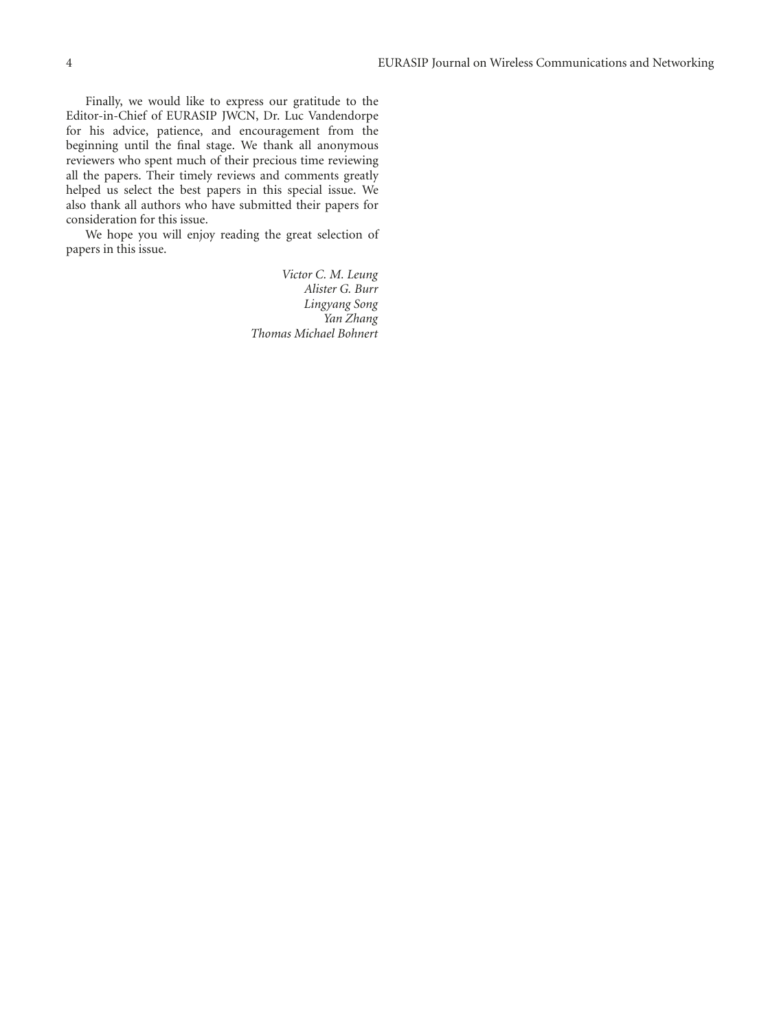Finally, we would like to express our gratitude to the Editor-in-Chief of EURASIP JWCN, Dr. Luc Vandendorpe for his advice, patience, and encouragement from the beginning until the final stage. We thank all anonymous reviewers who spent much of their precious time reviewing all the papers. Their timely reviews and comments greatly helped us select the best papers in this special issue. We also thank all authors who have submitted their papers for consideration for this issue.

We hope you will enjoy reading the great selection of papers in this issue.

*Victor C. M. Leung*
*Alister G. Burr*
*Lingyang Song*
*Yan Zhang*
*Thomas Michael Bohnert*